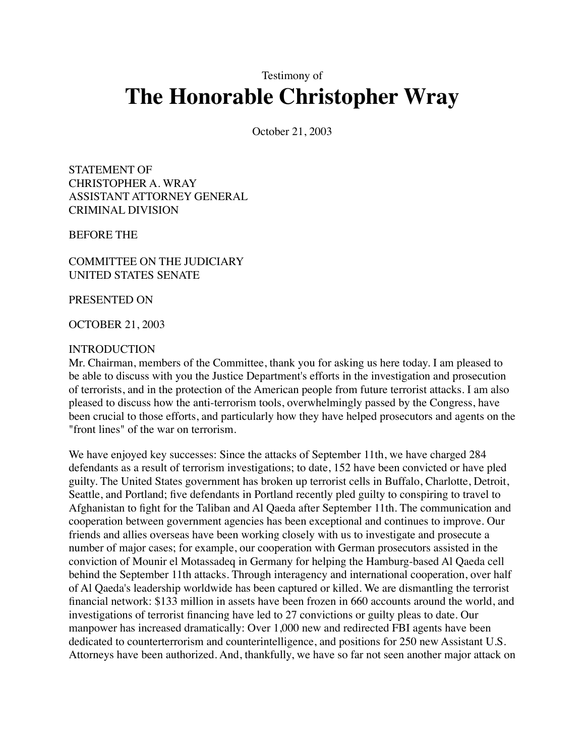Testimony of

# The Honorable Christopher Wray

October 21, 2003

STATEMENT OF
CHRISTOPHER A. WRAY
ASSISTANT ATTORNEY GENERAL
CRIMINAL DIVISION

BEFORE THE

COMMITTEE ON THE JUDICIARY
UNITED STATES SENATE

PRESENTED ON

OCTOBER 21, 2003

INTRODUCTION
Mr. Chairman, members of the Committee, thank you for asking us here today. I am pleased to be able to discuss with you the Justice Department's efforts in the investigation and prosecution of terrorists, and in the protection of the American people from future terrorist attacks. I am also pleased to discuss how the anti-terrorism tools, overwhelmingly passed by the Congress, have been crucial to those efforts, and particularly how they have helped prosecutors and agents on the "front lines" of the war on terrorism.

We have enjoyed key successes: Since the attacks of September 11th, we have charged 284 defendants as a result of terrorism investigations; to date, 152 have been convicted or have pled guilty. The United States government has broken up terrorist cells in Buffalo, Charlotte, Detroit, Seattle, and Portland; five defendants in Portland recently pled guilty to conspiring to travel to Afghanistan to fight for the Taliban and Al Qaeda after September 11th. The communication and cooperation between government agencies has been exceptional and continues to improve. Our friends and allies overseas have been working closely with us to investigate and prosecute a number of major cases; for example, our cooperation with German prosecutors assisted in the conviction of Mounir el Motassadeq in Germany for helping the Hamburg-based Al Qaeda cell behind the September 11th attacks. Through interagency and international cooperation, over half of Al Qaeda's leadership worldwide has been captured or killed. We are dismantling the terrorist financial network: $133 million in assets have been frozen in 660 accounts around the world, and investigations of terrorist financing have led to 27 convictions or guilty pleas to date. Our manpower has increased dramatically: Over 1,000 new and redirected FBI agents have been dedicated to counterterrorism and counterintelligence, and positions for 250 new Assistant U.S. Attorneys have been authorized. And, thankfully, we have so far not seen another major attack on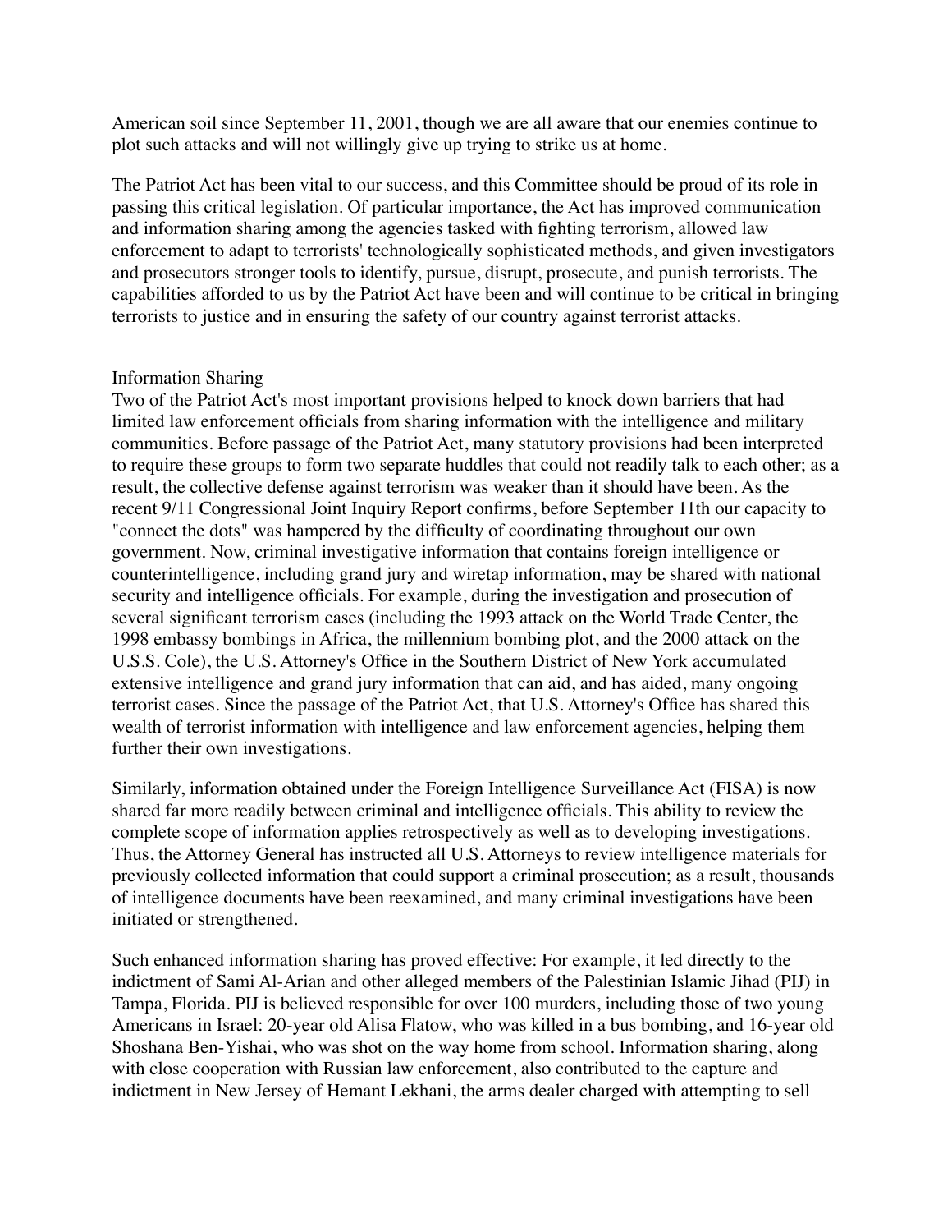American soil since September 11, 2001, though we are all aware that our enemies continue to plot such attacks and will not willingly give up trying to strike us at home.

The Patriot Act has been vital to our success, and this Committee should be proud of its role in passing this critical legislation. Of particular importance, the Act has improved communication and information sharing among the agencies tasked with fighting terrorism, allowed law enforcement to adapt to terrorists' technologically sophisticated methods, and given investigators and prosecutors stronger tools to identify, pursue, disrupt, prosecute, and punish terrorists. The capabilities afforded to us by the Patriot Act have been and will continue to be critical in bringing terrorists to justice and in ensuring the safety of our country against terrorist attacks.

## Information Sharing

Two of the Patriot Act's most important provisions helped to knock down barriers that had limited law enforcement officials from sharing information with the intelligence and military communities. Before passage of the Patriot Act, many statutory provisions had been interpreted to require these groups to form two separate huddles that could not readily talk to each other; as a result, the collective defense against terrorism was weaker than it should have been. As the recent 9/11 Congressional Joint Inquiry Report confirms, before September 11th our capacity to "connect the dots" was hampered by the difficulty of coordinating throughout our own government. Now, criminal investigative information that contains foreign intelligence or counterintelligence, including grand jury and wiretap information, may be shared with national security and intelligence officials. For example, during the investigation and prosecution of several significant terrorism cases (including the 1993 attack on the World Trade Center, the 1998 embassy bombings in Africa, the millennium bombing plot, and the 2000 attack on the U.S.S. Cole), the U.S. Attorney's Office in the Southern District of New York accumulated extensive intelligence and grand jury information that can aid, and has aided, many ongoing terrorist cases. Since the passage of the Patriot Act, that U.S. Attorney's Office has shared this wealth of terrorist information with intelligence and law enforcement agencies, helping them further their own investigations.

Similarly, information obtained under the Foreign Intelligence Surveillance Act (FISA) is now shared far more readily between criminal and intelligence officials. This ability to review the complete scope of information applies retrospectively as well as to developing investigations. Thus, the Attorney General has instructed all U.S. Attorneys to review intelligence materials for previously collected information that could support a criminal prosecution; as a result, thousands of intelligence documents have been reexamined, and many criminal investigations have been initiated or strengthened.

Such enhanced information sharing has proved effective: For example, it led directly to the indictment of Sami Al-Arian and other alleged members of the Palestinian Islamic Jihad (PIJ) in Tampa, Florida. PIJ is believed responsible for over 100 murders, including those of two young Americans in Israel: 20-year old Alisa Flatow, who was killed in a bus bombing, and 16-year old Shoshana Ben-Yishai, who was shot on the way home from school. Information sharing, along with close cooperation with Russian law enforcement, also contributed to the capture and indictment in New Jersey of Hemant Lekhani, the arms dealer charged with attempting to sell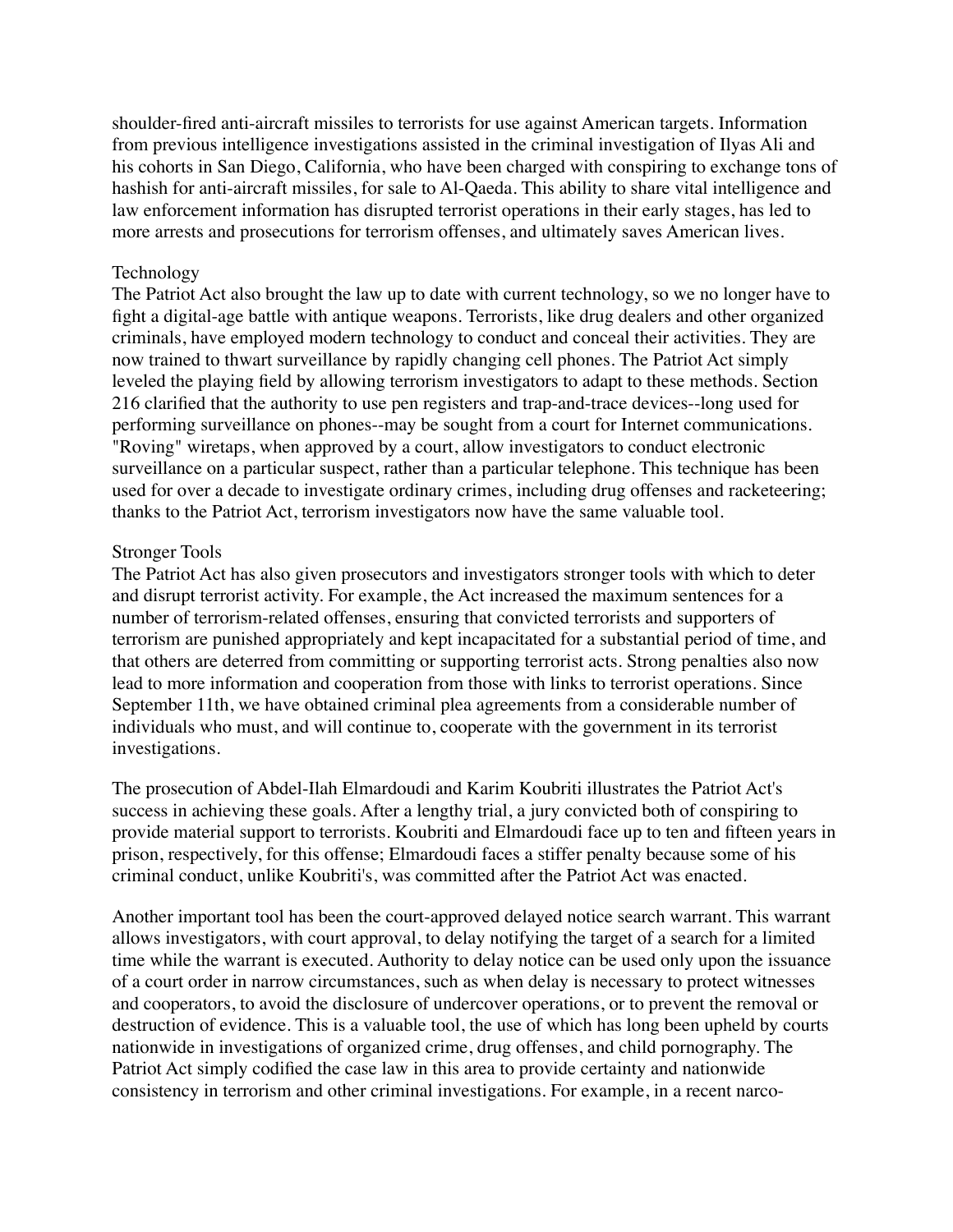shoulder-fired anti-aircraft missiles to terrorists for use against American targets. Information from previous intelligence investigations assisted in the criminal investigation of Ilyas Ali and his cohorts in San Diego, California, who have been charged with conspiring to exchange tons of hashish for anti-aircraft missiles, for sale to Al-Qaeda. This ability to share vital intelligence and law enforcement information has disrupted terrorist operations in their early stages, has led to more arrests and prosecutions for terrorism offenses, and ultimately saves American lives.

Technology

The Patriot Act also brought the law up to date with current technology, so we no longer have to fight a digital-age battle with antique weapons. Terrorists, like drug dealers and other organized criminals, have employed modern technology to conduct and conceal their activities. They are now trained to thwart surveillance by rapidly changing cell phones. The Patriot Act simply leveled the playing field by allowing terrorism investigators to adapt to these methods. Section 216 clarified that the authority to use pen registers and trap-and-trace devices--long used for performing surveillance on phones--may be sought from a court for Internet communications. "Roving" wiretaps, when approved by a court, allow investigators to conduct electronic surveillance on a particular suspect, rather than a particular telephone. This technique has been used for over a decade to investigate ordinary crimes, including drug offenses and racketeering; thanks to the Patriot Act, terrorism investigators now have the same valuable tool.

Stronger Tools

The Patriot Act has also given prosecutors and investigators stronger tools with which to deter and disrupt terrorist activity. For example, the Act increased the maximum sentences for a number of terrorism-related offenses, ensuring that convicted terrorists and supporters of terrorism are punished appropriately and kept incapacitated for a substantial period of time, and that others are deterred from committing or supporting terrorist acts. Strong penalties also now lead to more information and cooperation from those with links to terrorist operations. Since September 11th, we have obtained criminal plea agreements from a considerable number of individuals who must, and will continue to, cooperate with the government in its terrorist investigations.

The prosecution of Abdel-Ilah Elmardoudi and Karim Koubriti illustrates the Patriot Act's success in achieving these goals. After a lengthy trial, a jury convicted both of conspiring to provide material support to terrorists. Koubriti and Elmardoudi face up to ten and fifteen years in prison, respectively, for this offense; Elmardoudi faces a stiffer penalty because some of his criminal conduct, unlike Koubriti's, was committed after the Patriot Act was enacted.

Another important tool has been the court-approved delayed notice search warrant. This warrant allows investigators, with court approval, to delay notifying the target of a search for a limited time while the warrant is executed. Authority to delay notice can be used only upon the issuance of a court order in narrow circumstances, such as when delay is necessary to protect witnesses and cooperators, to avoid the disclosure of undercover operations, or to prevent the removal or destruction of evidence. This is a valuable tool, the use of which has long been upheld by courts nationwide in investigations of organized crime, drug offenses, and child pornography. The Patriot Act simply codified the case law in this area to provide certainty and nationwide consistency in terrorism and other criminal investigations. For example, in a recent narco-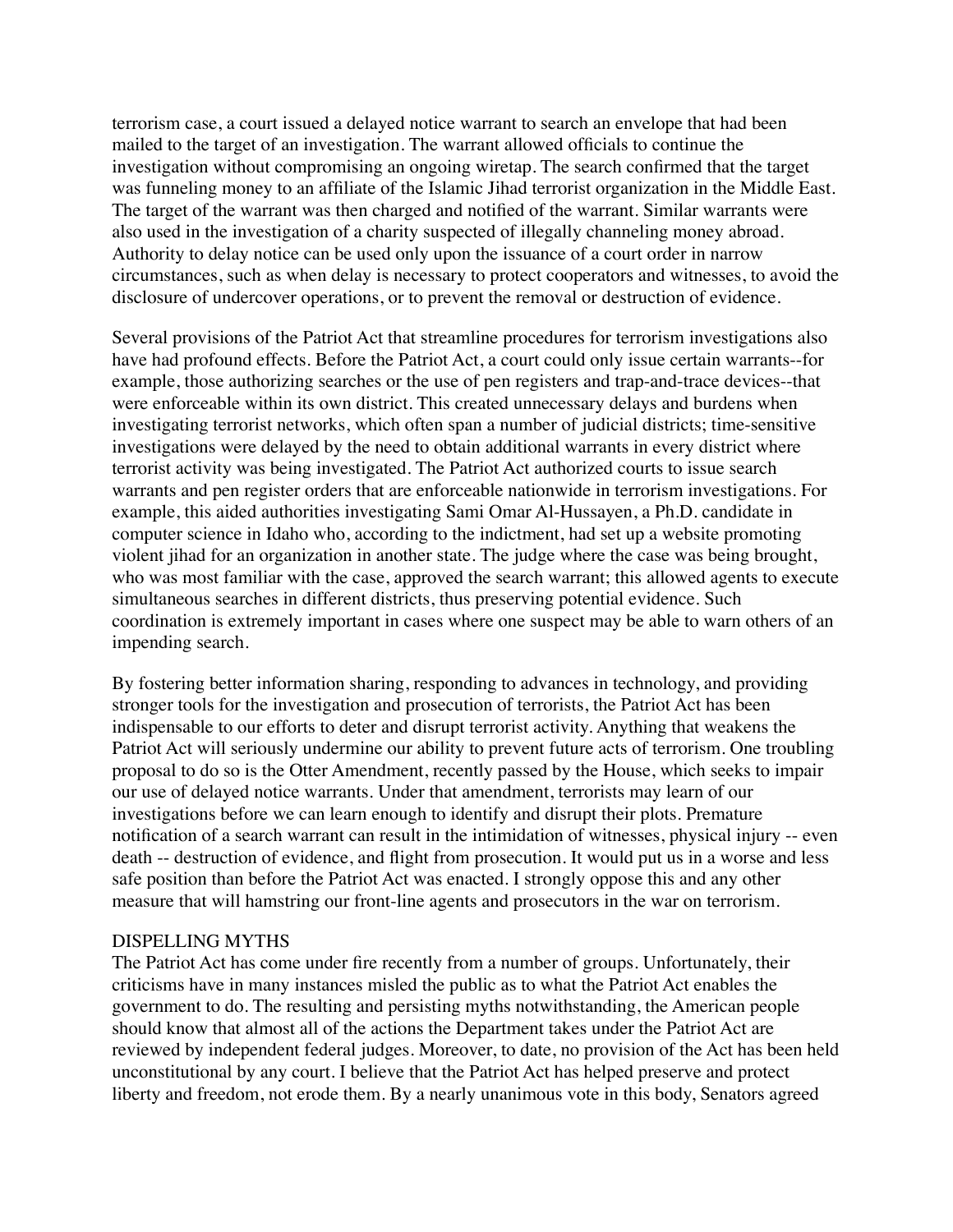terrorism case, a court issued a delayed notice warrant to search an envelope that had been mailed to the target of an investigation. The warrant allowed officials to continue the investigation without compromising an ongoing wiretap. The search confirmed that the target was funneling money to an affiliate of the Islamic Jihad terrorist organization in the Middle East. The target of the warrant was then charged and notified of the warrant. Similar warrants were also used in the investigation of a charity suspected of illegally channeling money abroad. Authority to delay notice can be used only upon the issuance of a court order in narrow circumstances, such as when delay is necessary to protect cooperators and witnesses, to avoid the disclosure of undercover operations, or to prevent the removal or destruction of evidence.

Several provisions of the Patriot Act that streamline procedures for terrorism investigations also have had profound effects. Before the Patriot Act, a court could only issue certain warrants--for example, those authorizing searches or the use of pen registers and trap-and-trace devices--that were enforceable within its own district. This created unnecessary delays and burdens when investigating terrorist networks, which often span a number of judicial districts; time-sensitive investigations were delayed by the need to obtain additional warrants in every district where terrorist activity was being investigated. The Patriot Act authorized courts to issue search warrants and pen register orders that are enforceable nationwide in terrorism investigations. For example, this aided authorities investigating Sami Omar Al-Hussayen, a Ph.D. candidate in computer science in Idaho who, according to the indictment, had set up a website promoting violent jihad for an organization in another state. The judge where the case was being brought, who was most familiar with the case, approved the search warrant; this allowed agents to execute simultaneous searches in different districts, thus preserving potential evidence. Such coordination is extremely important in cases where one suspect may be able to warn others of an impending search.

By fostering better information sharing, responding to advances in technology, and providing stronger tools for the investigation and prosecution of terrorists, the Patriot Act has been indispensable to our efforts to deter and disrupt terrorist activity. Anything that weakens the Patriot Act will seriously undermine our ability to prevent future acts of terrorism. One troubling proposal to do so is the Otter Amendment, recently passed by the House, which seeks to impair our use of delayed notice warrants. Under that amendment, terrorists may learn of our investigations before we can learn enough to identify and disrupt their plots. Premature notification of a search warrant can result in the intimidation of witnesses, physical injury -- even death -- destruction of evidence, and flight from prosecution. It would put us in a worse and less safe position than before the Patriot Act was enacted. I strongly oppose this and any other measure that will hamstring our front-line agents and prosecutors in the war on terrorism.

## DISPELLING MYTHS

The Patriot Act has come under fire recently from a number of groups. Unfortunately, their criticisms have in many instances misled the public as to what the Patriot Act enables the government to do. The resulting and persisting myths notwithstanding, the American people should know that almost all of the actions the Department takes under the Patriot Act are reviewed by independent federal judges. Moreover, to date, no provision of the Act has been held unconstitutional by any court. I believe that the Patriot Act has helped preserve and protect liberty and freedom, not erode them. By a nearly unanimous vote in this body, Senators agreed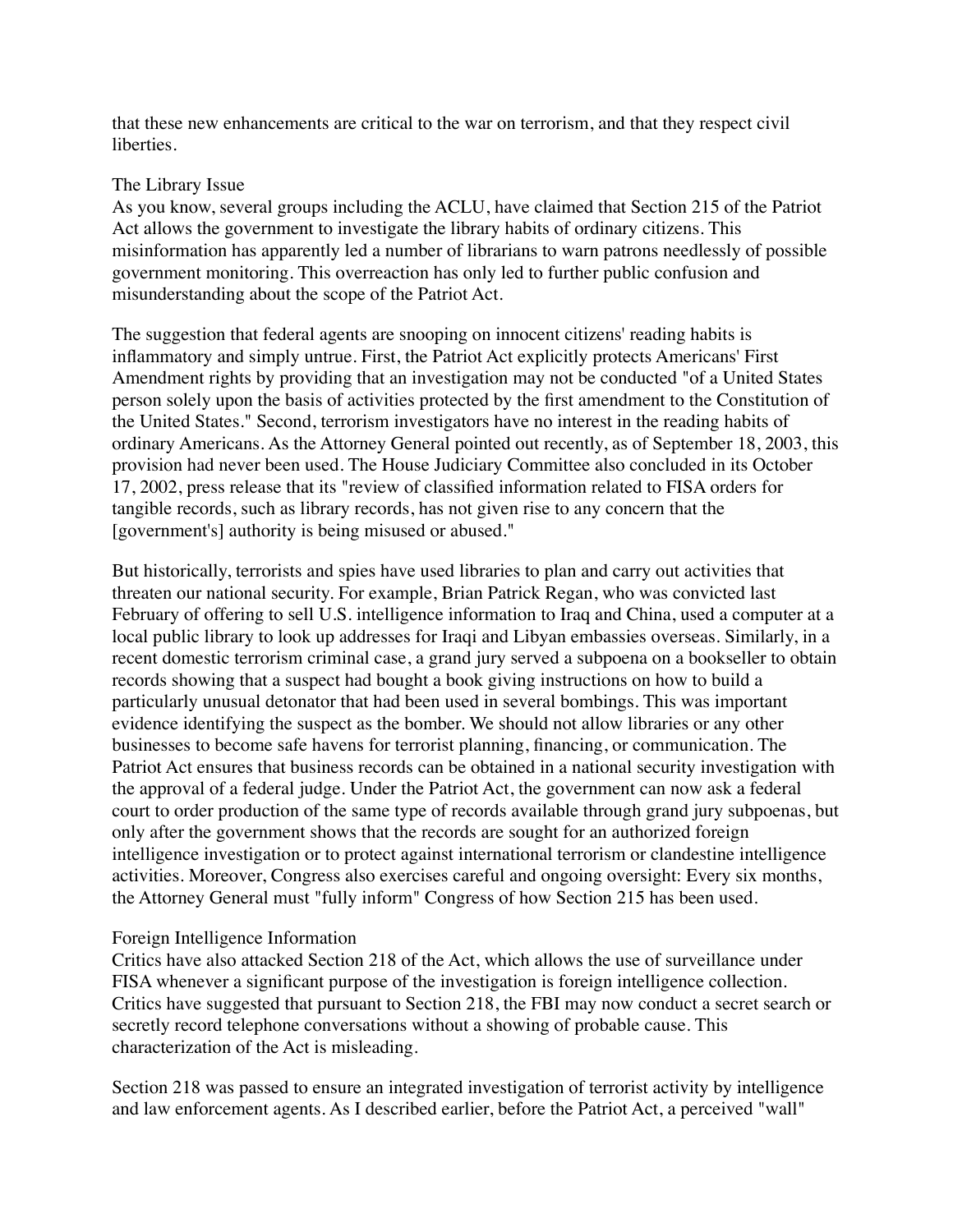that these new enhancements are critical to the war on terrorism, and that they respect civil liberties.

## The Library Issue

As you know, several groups including the ACLU, have claimed that Section 215 of the Patriot Act allows the government to investigate the library habits of ordinary citizens. This misinformation has apparently led a number of librarians to warn patrons needlessly of possible government monitoring. This overreaction has only led to further public confusion and misunderstanding about the scope of the Patriot Act.

The suggestion that federal agents are snooping on innocent citizens' reading habits is inflammatory and simply untrue. First, the Patriot Act explicitly protects Americans' First Amendment rights by providing that an investigation may not be conducted "of a United States person solely upon the basis of activities protected by the first amendment to the Constitution of the United States." Second, terrorism investigators have no interest in the reading habits of ordinary Americans. As the Attorney General pointed out recently, as of September 18, 2003, this provision had never been used. The House Judiciary Committee also concluded in its October 17, 2002, press release that its "review of classified information related to FISA orders for tangible records, such as library records, has not given rise to any concern that the [government's] authority is being misused or abused."

But historically, terrorists and spies have used libraries to plan and carry out activities that threaten our national security. For example, Brian Patrick Regan, who was convicted last February of offering to sell U.S. intelligence information to Iraq and China, used a computer at a local public library to look up addresses for Iraqi and Libyan embassies overseas. Similarly, in a recent domestic terrorism criminal case, a grand jury served a subpoena on a bookseller to obtain records showing that a suspect had bought a book giving instructions on how to build a particularly unusual detonator that had been used in several bombings. This was important evidence identifying the suspect as the bomber. We should not allow libraries or any other businesses to become safe havens for terrorist planning, financing, or communication. The Patriot Act ensures that business records can be obtained in a national security investigation with the approval of a federal judge. Under the Patriot Act, the government can now ask a federal court to order production of the same type of records available through grand jury subpoenas, but only after the government shows that the records are sought for an authorized foreign intelligence investigation or to protect against international terrorism or clandestine intelligence activities. Moreover, Congress also exercises careful and ongoing oversight: Every six months, the Attorney General must "fully inform" Congress of how Section 215 has been used.

## Foreign Intelligence Information

Critics have also attacked Section 218 of the Act, which allows the use of surveillance under FISA whenever a significant purpose of the investigation is foreign intelligence collection. Critics have suggested that pursuant to Section 218, the FBI may now conduct a secret search or secretly record telephone conversations without a showing of probable cause. This characterization of the Act is misleading.

Section 218 was passed to ensure an integrated investigation of terrorist activity by intelligence and law enforcement agents. As I described earlier, before the Patriot Act, a perceived "wall"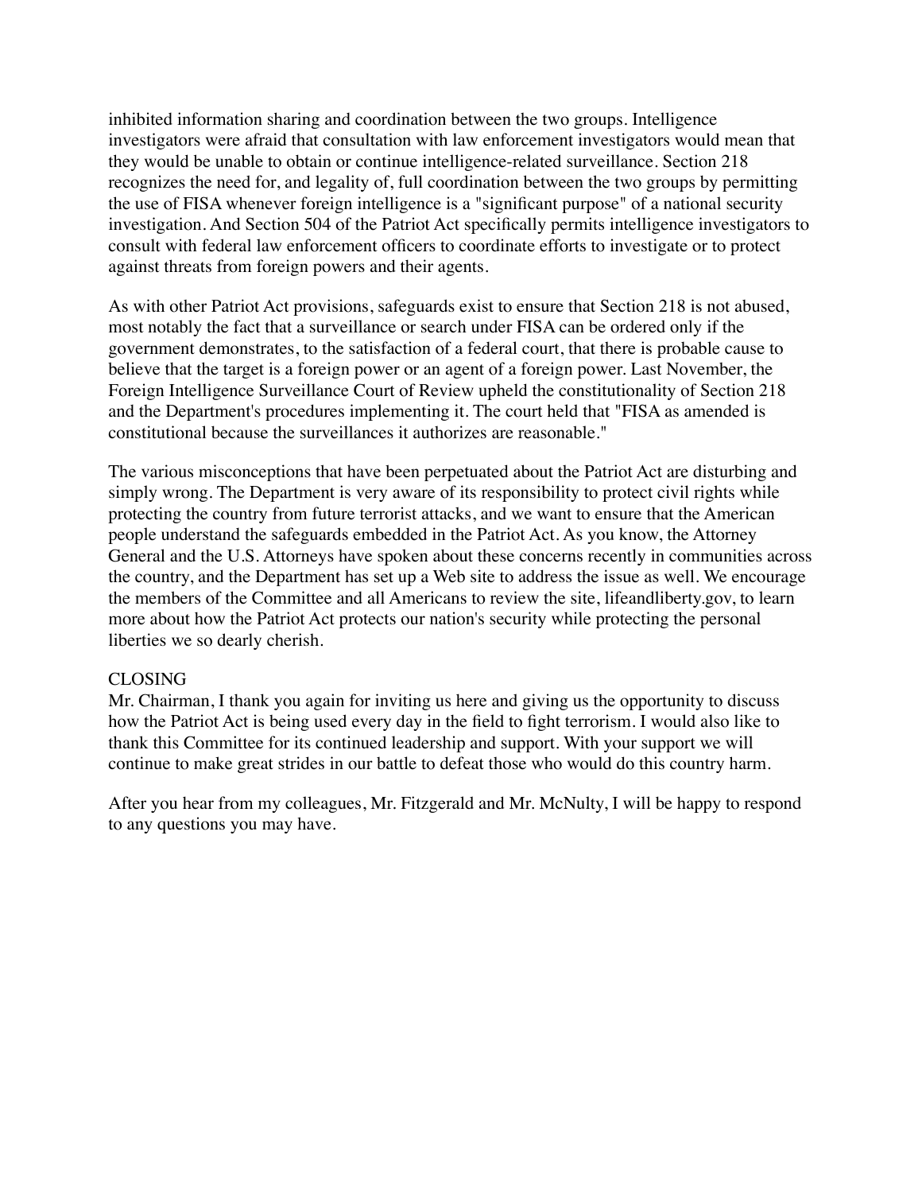inhibited information sharing and coordination between the two groups. Intelligence investigators were afraid that consultation with law enforcement investigators would mean that they would be unable to obtain or continue intelligence-related surveillance. Section 218 recognizes the need for, and legality of, full coordination between the two groups by permitting the use of FISA whenever foreign intelligence is a "significant purpose" of a national security investigation. And Section 504 of the Patriot Act specifically permits intelligence investigators to consult with federal law enforcement officers to coordinate efforts to investigate or to protect against threats from foreign powers and their agents.

As with other Patriot Act provisions, safeguards exist to ensure that Section 218 is not abused, most notably the fact that a surveillance or search under FISA can be ordered only if the government demonstrates, to the satisfaction of a federal court, that there is probable cause to believe that the target is a foreign power or an agent of a foreign power. Last November, the Foreign Intelligence Surveillance Court of Review upheld the constitutionality of Section 218 and the Department's procedures implementing it. The court held that "FISA as amended is constitutional because the surveillances it authorizes are reasonable."

The various misconceptions that have been perpetuated about the Patriot Act are disturbing and simply wrong. The Department is very aware of its responsibility to protect civil rights while protecting the country from future terrorist attacks, and we want to ensure that the American people understand the safeguards embedded in the Patriot Act. As you know, the Attorney General and the U.S. Attorneys have spoken about these concerns recently in communities across the country, and the Department has set up a Web site to address the issue as well. We encourage the members of the Committee and all Americans to review the site, lifeandliberty.gov, to learn more about how the Patriot Act protects our nation's security while protecting the personal liberties we so dearly cherish.

CLOSING

Mr. Chairman, I thank you again for inviting us here and giving us the opportunity to discuss how the Patriot Act is being used every day in the field to fight terrorism. I would also like to thank this Committee for its continued leadership and support. With your support we will continue to make great strides in our battle to defeat those who would do this country harm.

After you hear from my colleagues, Mr. Fitzgerald and Mr. McNulty, I will be happy to respond to any questions you may have.